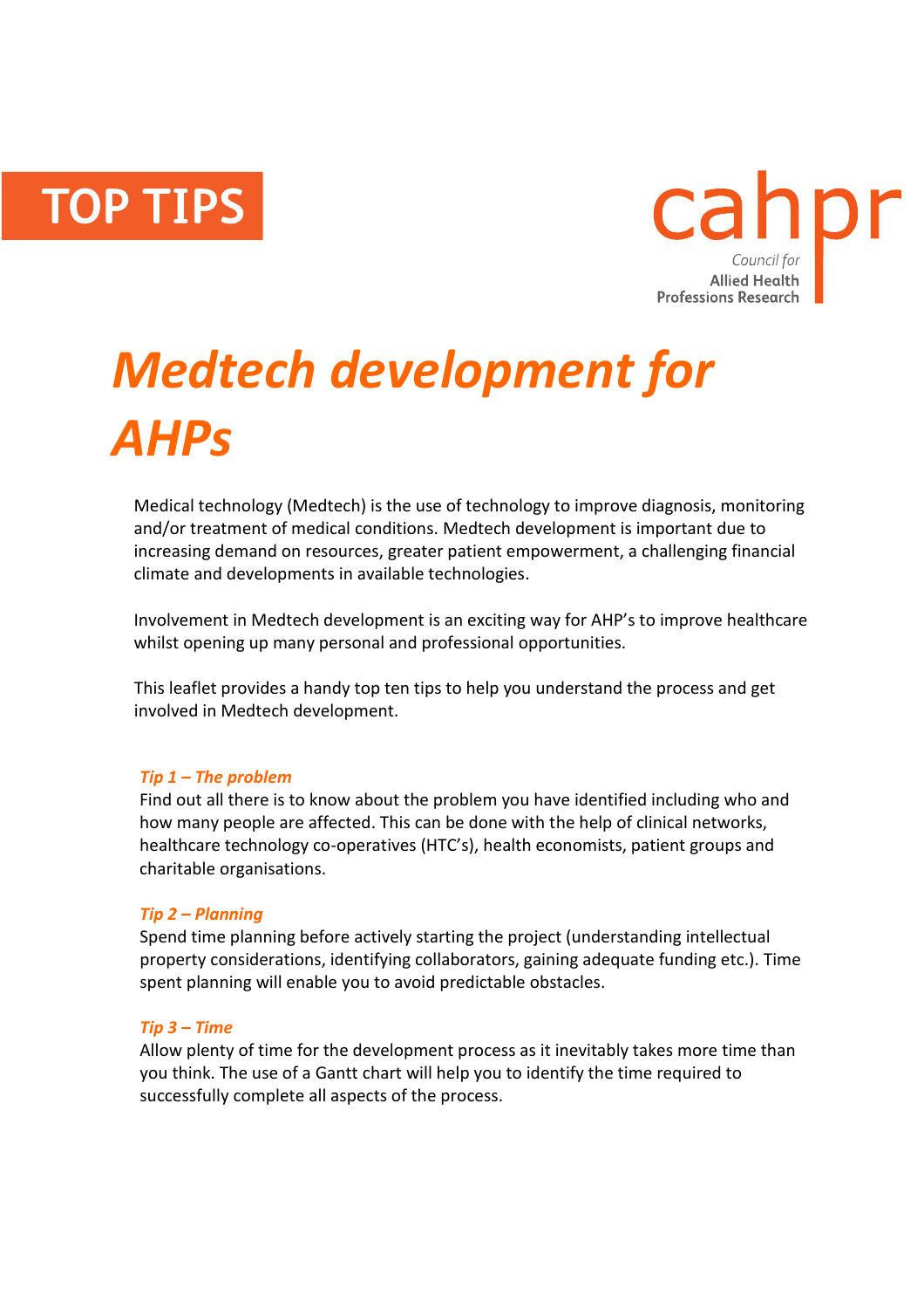TOP TIPS

cahpr

Council for Allied Health Professions Research

# *Medtech development for AHPs*

Medical technology (Medtech) is the use of technology to improve diagnosis, monitoring and/or treatment of medical conditions. Medtech development is important due to increasing demand on resources, greater patient empowerment, a challenging financial climate and developments in available technologies.

Involvement in Medtech development is an exciting way for AHP's to improve healthcare whilst opening up many personal and professional opportunities.

This leaflet provides a handy top ten tips to help you understand the process and get involved in Medtech development.

### *Tip 1 – The problem*

Find out all there is to know about the problem you have identified including who and how many people are affected. This can be done with the help of clinical networks, healthcare technology co-operatives (HTC's), health economists, patient groups and charitable organisations.

### *Tip 2 – Planning*

Spend time planning before actively starting the project (understanding intellectual property considerations, identifying collaborators, gaining adequate funding etc.). Time spent planning will enable you to avoid predictable obstacles.

### *Tip 3 – Time*

Allow plenty of time for the development process as it inevitably takes more time than you think. The use of a Gantt chart will help you to identify the time required to successfully complete all aspects of the process.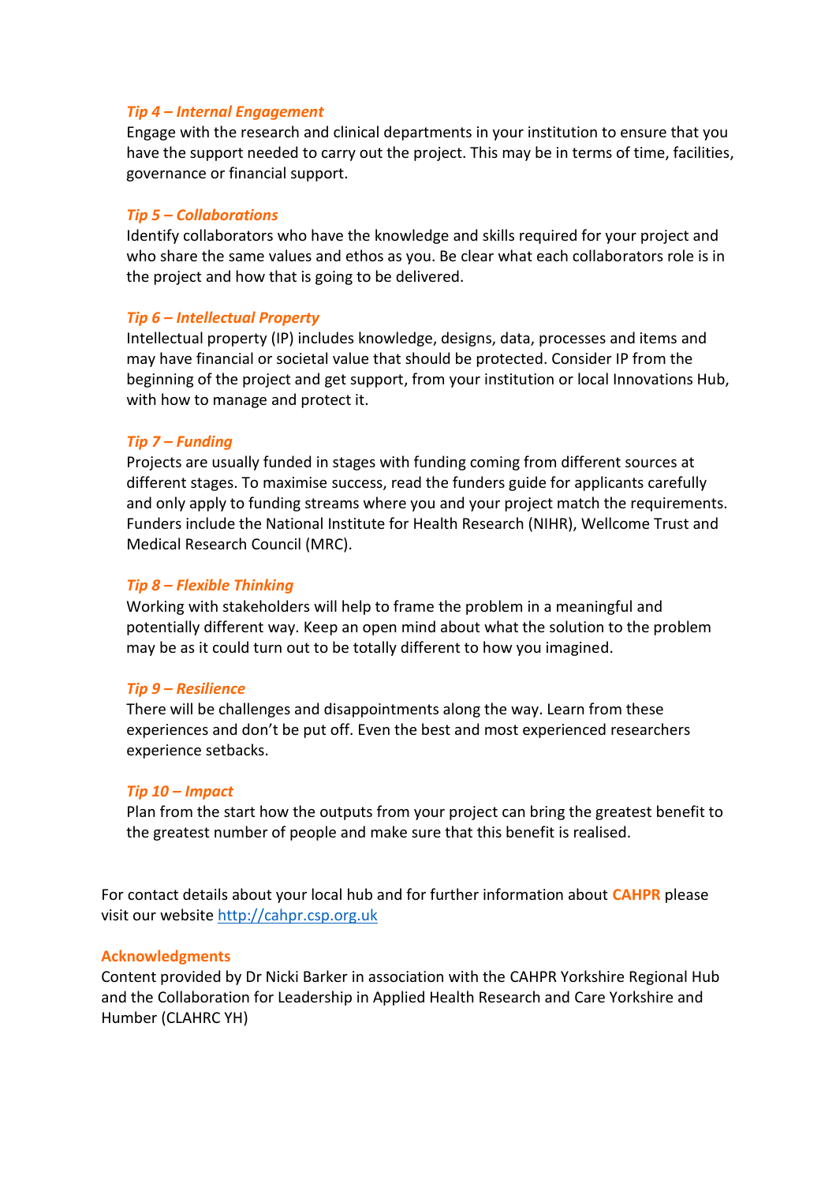### *Tip 4 – Internal Engagement*

Engage with the research and clinical departments in your institution to ensure that you have the support needed to carry out the project. This may be in terms of time, facilities, governance or financial support.

### *Tip 5 – Collaborations*

Identify collaborators who have the knowledge and skills required for your project and who share the same values and ethos as you. Be clear what each collaborators role is in the project and how that is going to be delivered.

### *Tip 6 – Intellectual Property*

Intellectual property (IP) includes knowledge, designs, data, processes and items and may have financial or societal value that should be protected. Consider IP from the beginning of the project and get support, from your institution or local Innovations Hub, with how to manage and protect it.

### *Tip 7 – Funding*

Projects are usually funded in stages with funding coming from different sources at different stages. To maximise success, read the funders guide for applicants carefully and only apply to funding streams where you and your project match the requirements. Funders include the National Institute for Health Research (NIHR), Wellcome Trust and Medical Research Council (MRC).

### *Tip 8 – Flexible Thinking*

Working with stakeholders will help to frame the problem in a meaningful and potentially different way. Keep an open mind about what the solution to the problem may be as it could turn out to be totally different to how you imagined.

### *Tip 9 – Resilience*

There will be challenges and disappointments along the way. Learn from these experiences and don't be put off. Even the best and most experienced researchers experience setbacks.

### *Tip 10 – Impact*

Plan from the start how the outputs from your project can bring the greatest benefit to the greatest number of people and make sure that this benefit is realised.

For contact details about your local hub and for further information about **CAHPR** please visit our website http://cahpr.csp.org.uk

### Acknowledgments

Content provided by Dr Nicki Barker in association with the CAHPR Yorkshire Regional Hub and the Collaboration for Leadership in Applied Health Research and Care Yorkshire and Humber (CLAHRC YH)